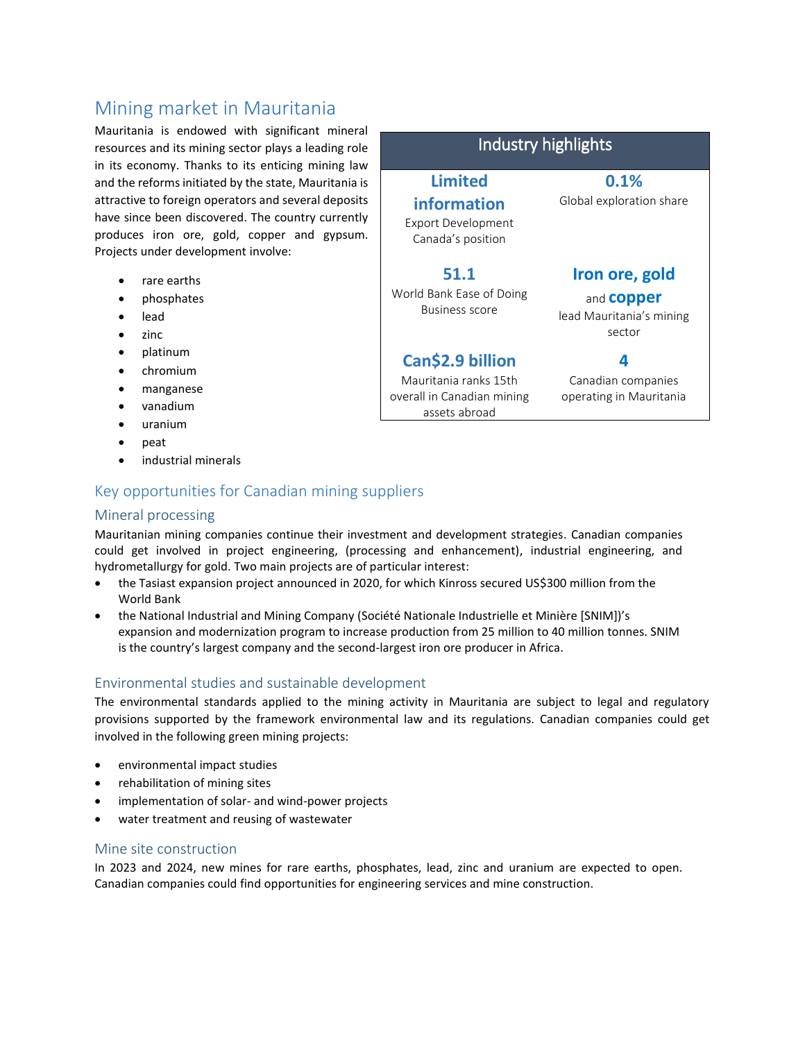# Mining market in Mauritania

Mauritania is endowed with significant mineral resources and its mining sector plays a leading role in its economy. Thanks to its enticing mining law and the reforms initiated by the state, Mauritania is attractive to foreign operators and several deposits have since been discovered. The country currently produces iron ore, gold, copper and gypsum. Projects under development involve:

- rare earths
- phosphates
- lead
- zinc
- platinum
- chromium
- manganese
- vanadium
- uranium
- peat
- industrial minerals

| Industry highlights | |
|---|---|
| **Limited information**<br>Export Development Canada's position | **0.1%**<br>Global exploration share |
| **51.1**<br>World Bank Ease of Doing Business score | **Iron ore, gold** and **copper**<br>lead Mauritania's mining sector |
| **Can$2.9 billion**<br>Mauritania ranks 15th overall in Canadian mining assets abroad | **4**<br>Canadian companies operating in Mauritania |

## Key opportunities for Canadian mining suppliers

### Mineral processing

Mauritanian mining companies continue their investment and development strategies. Canadian companies could get involved in project engineering, (processing and enhancement), industrial engineering, and hydrometallurgy for gold. Two main projects are of particular interest:

- the Tasiast expansion project announced in 2020, for which Kinross secured US$300 million from the World Bank
- the National Industrial and Mining Company (Société Nationale Industrielle et Minière [SNIM])'s expansion and modernization program to increase production from 25 million to 40 million tonnes. SNIM is the country's largest company and the second-largest iron ore producer in Africa.

### Environmental studies and sustainable development

The environmental standards applied to the mining activity in Mauritania are subject to legal and regulatory provisions supported by the framework environmental law and its regulations. Canadian companies could get involved in the following green mining projects:

- environmental impact studies
- rehabilitation of mining sites
- implementation of solar- and wind-power projects
- water treatment and reusing of wastewater

### Mine site construction

In 2023 and 2024, new mines for rare earths, phosphates, lead, zinc and uranium are expected to open. Canadian companies could find opportunities for engineering services and mine construction.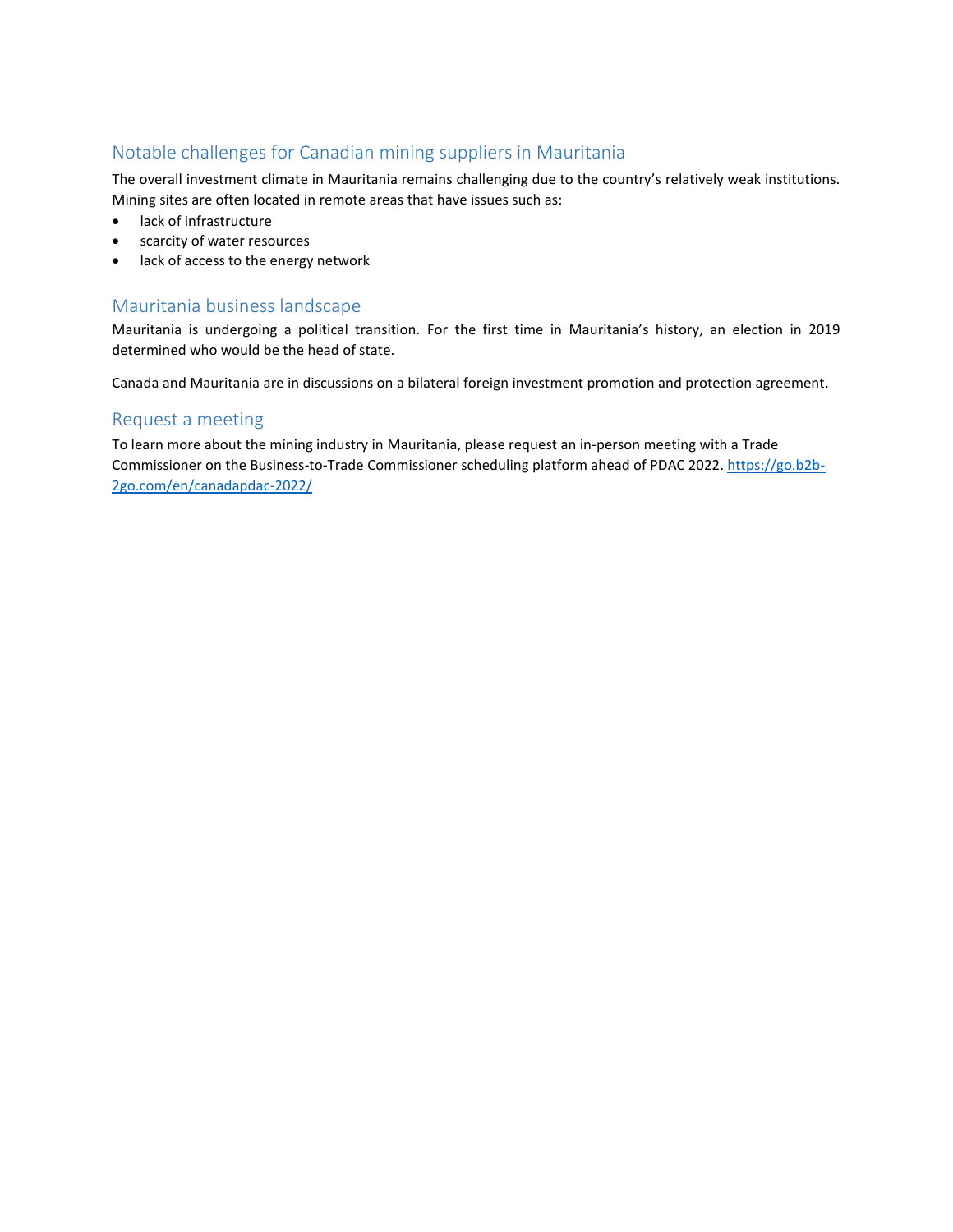## Notable challenges for Canadian mining suppliers in Mauritania

The overall investment climate in Mauritania remains challenging due to the country's relatively weak institutions. Mining sites are often located in remote areas that have issues such as:

- lack of infrastructure
- scarcity of water resources
- lack of access to the energy network

## Mauritania business landscape

Mauritania is undergoing a political transition. For the first time in Mauritania's history, an election in 2019 determined who would be the head of state.

Canada and Mauritania are in discussions on a bilateral foreign investment promotion and protection agreement.

## Request a meeting

To learn more about the mining industry in Mauritania, please request an in-person meeting with a Trade Commissioner on the Business-to-Trade Commissioner scheduling platform ahead of PDAC 2022. [https://go.b2b-2go.com/en/canadapdac-2022/](https://go.b2b-2go.com/en/canadapdac-2022/)